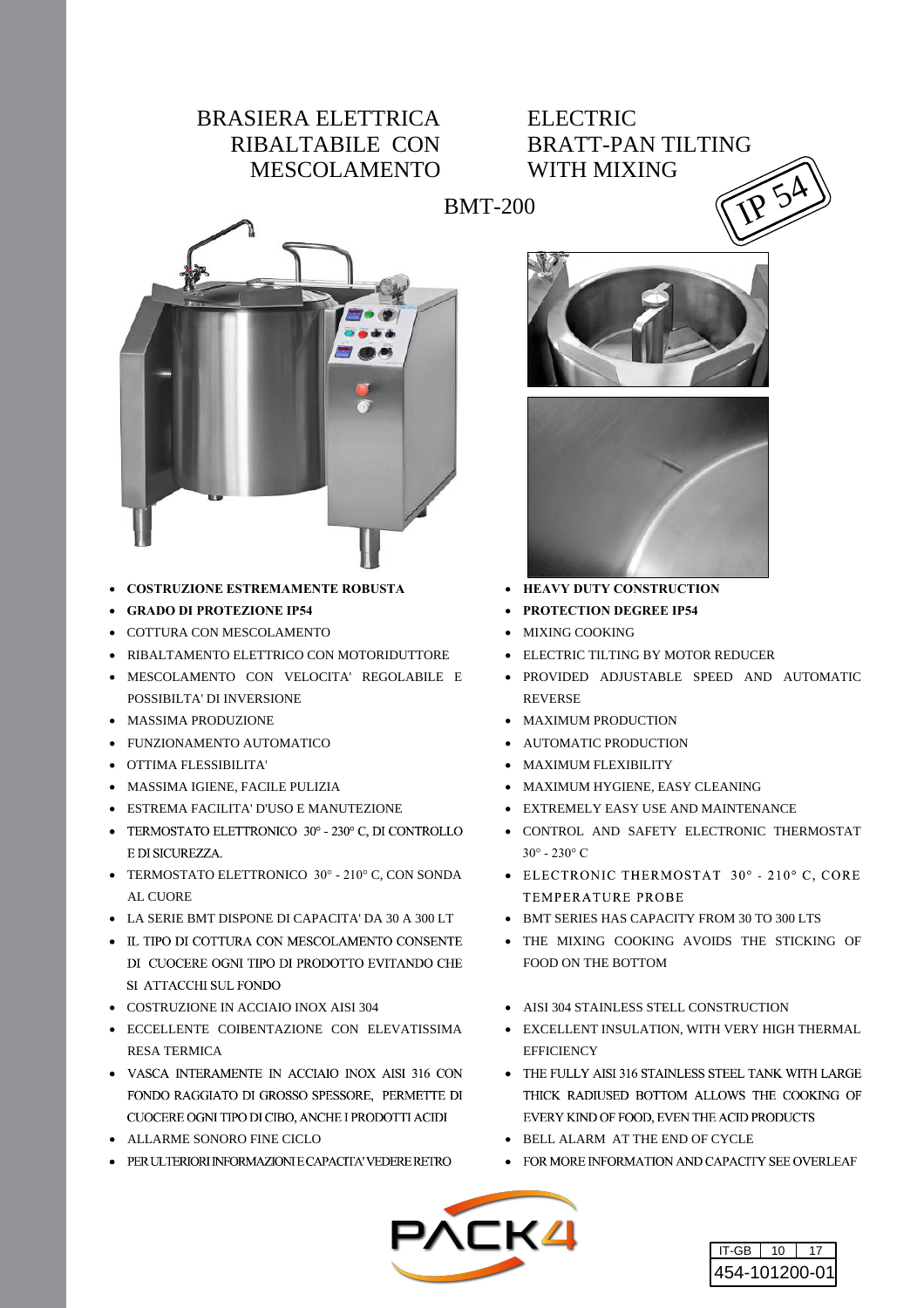# BRASIERA ELETTRICA RIBALTABILE CON MESCOLAMENTO

# ELECTRIC BRATT-PAN TILTING WITH MIXING

IP 54

## BMT-200

- **COSTRUZIONE ESTREMAMENTE ROBUSTA**
- **GRADO DI PROTEZIONE IP54**
- COTTURA CON MESCOLAMENTO
- RIBALTAMENTO ELETTRICO CON MOTORIDUTTORE
- MESCOLAMENTO CON VELOCITA' REGOLABILE E POSSIBILTA' DI INVERSIONE
- MASSIMA PRODUZIONE
- FUNZIONAMENTO AUTOMATICO
- OTTIMA FLESSIBILITA'
- MASSIMA IGIENE, FACILE PULIZIA
- ESTREMA FACILITA' D'USO E MANUTEZIONE
- TERMOSTATO ELETTRONICO 30° - 230° C, DI CONTROLLO E DI SICUREZZA.
- TERMOSTATO ELETTRONICO 30° - 210° C, CON SONDA AL CUORE
- LA SERIE BMT DISPONE DI CAPACITA' DA 30 A 300 LT
- IL TIPO DI COTTURA CON MESCOLAMENTO CONSENTE DI CUOCERE OGNI TIPO DI PRODOTTO EVITANDO CHE SI ATTACCHI SUL FONDO
- COSTRUZIONE IN ACCIAIO INOX AISI 304
- ECCELLENTE COIBENTAZIONE CON ELEVATISSIMA RESA TERMICA
- VASCA INTERAMENTE IN ACCIAIO INOX AISI 316 CON FONDO RAGGIATO DI GROSSO SPESSORE, PERMETTE DI CUOCERE OGNI TIPO DI CIBO, ANCHE I PRODOTTI ACIDI
- ALLARME SONORO FINE CICLO
- PER ULTERIORI INFORMAZIONI E CAPACITA' VEDERE RETRO

- **HEAVY DUTY CONSTRUCTION**
- **PROTECTION DEGREE IP54**
- MIXING COOKING
- ELECTRIC TILTING BY MOTOR REDUCER
- PROVIDED ADJUSTABLE SPEED AND AUTOMATIC REVERSE
- MAXIMUM PRODUCTION
- AUTOMATIC PRODUCTION
- MAXIMUM FLEXIBILITY
- MAXIMUM HYGIENE, EASY CLEANING
- EXTREMELY EASY USE AND MAINTENANCE
- CONTROL AND SAFETY ELECTRONIC THERMOSTAT 30° - 230° C
- ELECTRONIC THERMOSTAT 30° - 210° C, CORE TEMPERATURE PROBE
- BMT SERIES HAS CAPACITY FROM 30 TO 300 LTS
- THE MIXING COOKING AVOIDS THE STICKING OF FOOD ON THE BOTTOM
- AISI 304 STAINLESS STELL CONSTRUCTION
- EXCELLENT INSULATION, WITH VERY HIGH THERMAL EFFICIENCY
- THE FULLY AISI 316 STAINLESS STEEL TANK WITH LARGE THICK RADIUSED BOTTOM ALLOWS THE COOKING OF EVERY KIND OF FOOD, EVEN THE ACID PRODUCTS
- BELL ALARM AT THE END OF CYCLE
- FOR MORE INFORMATION AND CAPACITY SEE OVERLEAF

PACK4

| IT-GB | 10 | 17 |
|---|---|---|
| 454-101200-01 | | |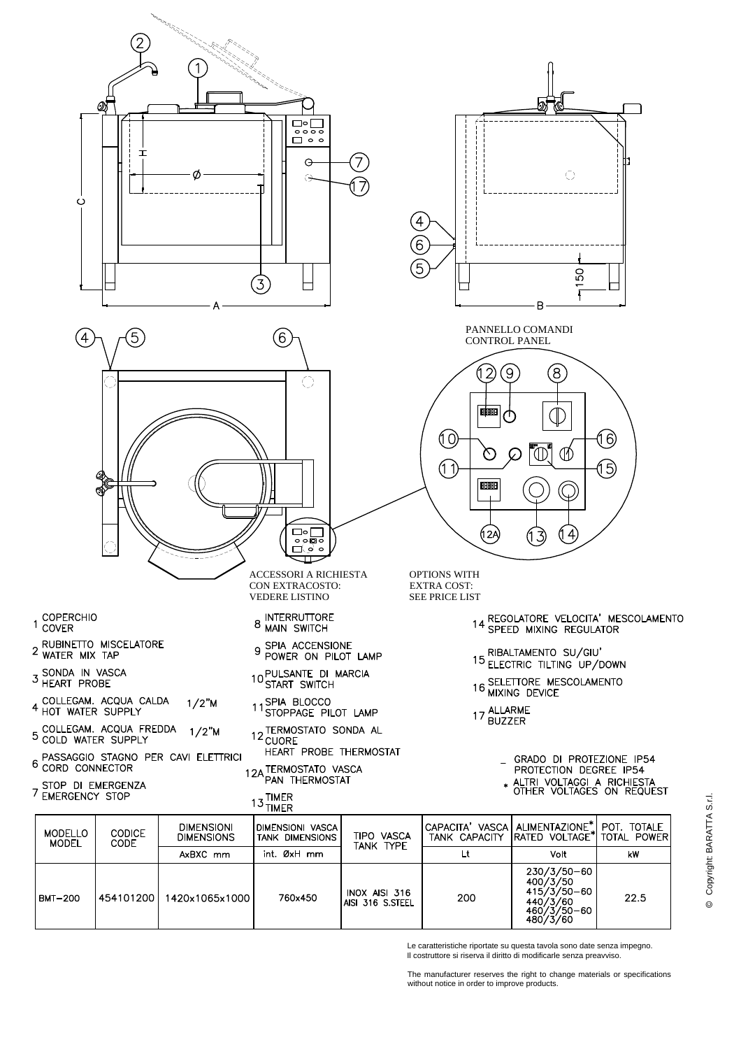PANNELLO COMANDI
CONTROL PANEL

ACCESSORI A RICHIESTA CON EXTRACOSTO: VEDERE LISTINO

OPTIONS WITH EXTRA COST: SEE PRICE LIST

1. COPERCHIO / COVER
2. RUBINETTO MISCELATORE / WATER MIX TAP
3. SONDA IN VASCA / HEART PROBE
4. COLLEGAM. ACQUA CALDA 1/2"M / HOT WATER SUPPLY
5. COLLEGAM. ACQUA FREDDA 1/2"M / COLD WATER SUPPLY
6. PASSAGGIO STAGNO PER CAVI ELETTRICI / CORD CONNECTOR
7. STOP DI EMERGENZA / EMERGENCY STOP
8. INTERRUTTORE / MAIN SWITCH
9. SPIA ACCENSIONE / POWER ON PILOT LAMP
10. PULSANTE DI MARCIA / START SWITCH
11. SPIA BLOCCO / STOPPAGE PILOT LAMP
12. TERMOSTATO SONDA AL CUORE / HEART PROBE THERMOSTAT

12A. TERMOSTATO VASCA / PAN THERMOSTAT

13. TIMER / TIMER
14. REGOLATORE VELOCITA' MESCOLAMENTO / SPEED MIXING REGULATOR
15. RIBALTAMENTO SU/GIU' / ELECTRIC TILTING UP/DOWN
16. SELETTORE MESCOLAMENTO / MIXING DEVICE
17. ALLARME / BUZZER

\_ GRADO DI PROTEZIONE IP54 / PROTECTION DEGREE IP54

\* ALTRI VOLTAGGI A RICHIESTA / OTHER VOLTAGES ON REQUEST

| MODELLO MODEL | CODICE CODE | DIMENSIONI DIMENSIONS | DIMENSIONI VASCA TANK DIMENSIONS | TIPO VASCA TANK TYPE | CAPACITA' VASCA TANK CAPACITY | ALIMENTAZIONE* RATED VOLTAGE* | POT. TOTALE TOTAL POWER |
|---|---|---|---|---|---|---|---|
| | | AxBXC mm | int. ØxH mm | | Lt | Volt | kW |
| BMT-200 | 454101200 | 1420x1065x1000 | 760x450 | INOX AISI 316 AISI 316 S.STEEL | 200 | 230/3/50-60 400/3/50 415/3/50-60 440/3/60 460/3/50-60 480/3/60 | 22.5 |

Le caratteristiche riportate su questa tavola sono date senza impegno. Il costruttore si riserva il diritto di modificarle senza preavviso.

The manufacturer reserves the right to change materials or specifications without notice in order to improve products.

© Copyright BARATTA S.r.l.